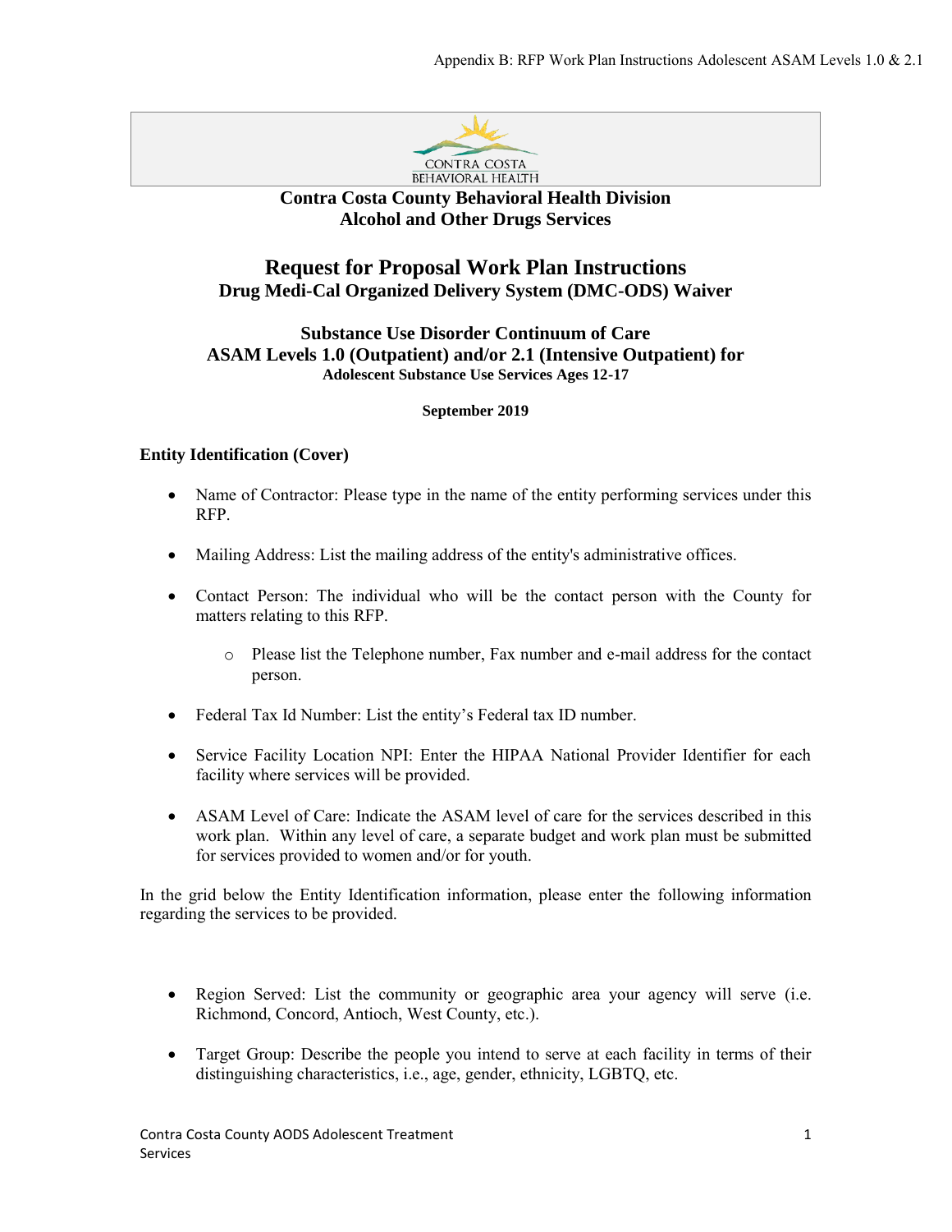Contra Costa County Behavioral Health Division
Alcohol and Other Drugs Services

# Request for Proposal Work Plan Instructions

## Drug Medi-Cal Organized Delivery System (DMC-ODS) Waiver

## Substance Use Disorder Continuum of Care
## ASAM Levels 1.0 (Outpatient) and/or 2.1 (Intensive Outpatient) for

**Adolescent Substance Use Services Ages 12-17**

**September 2019**

### Entity Identification (Cover)

- Name of Contractor: Please type in the name of the entity performing services under this RFP.
- Mailing Address: List the mailing address of the entity's administrative offices.
- Contact Person: The individual who will be the contact person with the County for matters relating to this RFP.
    - Please list the Telephone number, Fax number and e-mail address for the contact person.
- Federal Tax Id Number: List the entity's Federal tax ID number.
- Service Facility Location NPI: Enter the HIPAA National Provider Identifier for each facility where services will be provided.
- ASAM Level of Care: Indicate the ASAM level of care for the services described in this work plan. Within any level of care, a separate budget and work plan must be submitted for services provided to women and/or for youth.

In the grid below the Entity Identification information, please enter the following information regarding the services to be provided.

- Region Served: List the community or geographic area your agency will serve (i.e. Richmond, Concord, Antioch, West County, etc.).
- Target Group: Describe the people you intend to serve at each facility in terms of their distinguishing characteristics, i.e., age, gender, ethnicity, LGBTQ, etc.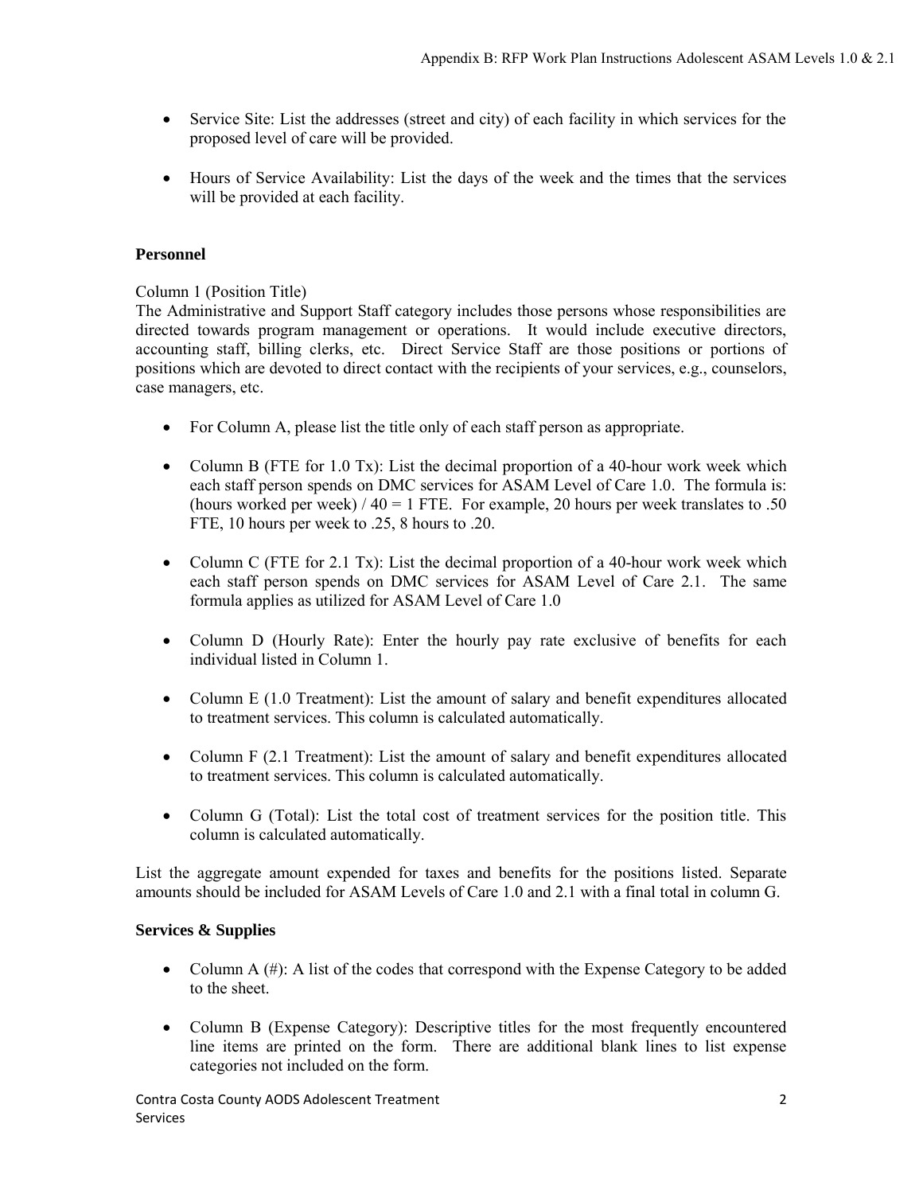- Service Site: List the addresses (street and city) of each facility in which services for the proposed level of care will be provided.

- Hours of Service Availability: List the days of the week and the times that the services will be provided at each facility.

**Personnel**

Column 1 (Position Title)
The Administrative and Support Staff category includes those persons whose responsibilities are directed towards program management or operations. It would include executive directors, accounting staff, billing clerks, etc. Direct Service Staff are those positions or portions of positions which are devoted to direct contact with the recipients of your services, e.g., counselors, case managers, etc.

- For Column A, please list the title only of each staff person as appropriate.

- Column B (FTE for 1.0 Tx): List the decimal proportion of a 40-hour work week which each staff person spends on DMC services for ASAM Level of Care 1.0. The formula is: (hours worked per week) / 40 = 1 FTE. For example, 20 hours per week translates to .50 FTE, 10 hours per week to .25, 8 hours to .20.

- Column C (FTE for 2.1 Tx): List the decimal proportion of a 40-hour work week which each staff person spends on DMC services for ASAM Level of Care 2.1. The same formula applies as utilized for ASAM Level of Care 1.0

- Column D (Hourly Rate): Enter the hourly pay rate exclusive of benefits for each individual listed in Column 1.

- Column E (1.0 Treatment): List the amount of salary and benefit expenditures allocated to treatment services. This column is calculated automatically.

- Column F (2.1 Treatment): List the amount of salary and benefit expenditures allocated to treatment services. This column is calculated automatically.

- Column G (Total): List the total cost of treatment services for the position title. This column is calculated automatically.

List the aggregate amount expended for taxes and benefits for the positions listed. Separate amounts should be included for ASAM Levels of Care 1.0 and 2.1 with a final total in column G.

**Services & Supplies**

- Column A (#): A list of the codes that correspond with the Expense Category to be added to the sheet.

- Column B (Expense Category): Descriptive titles for the most frequently encountered line items are printed on the form. There are additional blank lines to list expense categories not included on the form.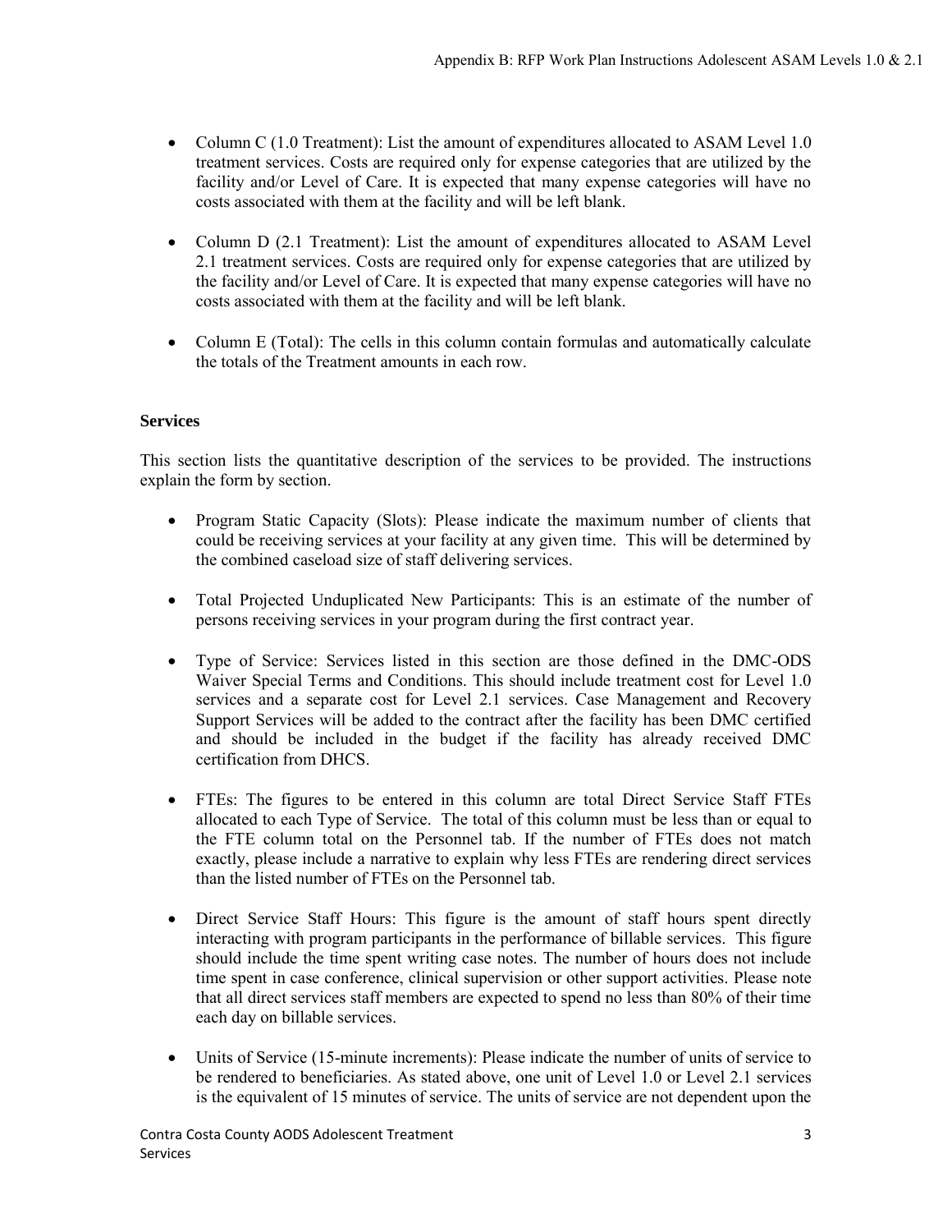- Column C (1.0 Treatment): List the amount of expenditures allocated to ASAM Level 1.0 treatment services. Costs are required only for expense categories that are utilized by the facility and/or Level of Care. It is expected that many expense categories will have no costs associated with them at the facility and will be left blank.

- Column D (2.1 Treatment): List the amount of expenditures allocated to ASAM Level 2.1 treatment services. Costs are required only for expense categories that are utilized by the facility and/or Level of Care. It is expected that many expense categories will have no costs associated with them at the facility and will be left blank.

- Column E (Total): The cells in this column contain formulas and automatically calculate the totals of the Treatment amounts in each row.

**Services**

This section lists the quantitative description of the services to be provided. The instructions explain the form by section.

- Program Static Capacity (Slots): Please indicate the maximum number of clients that could be receiving services at your facility at any given time. This will be determined by the combined caseload size of staff delivering services.

- Total Projected Unduplicated New Participants: This is an estimate of the number of persons receiving services in your program during the first contract year.

- Type of Service: Services listed in this section are those defined in the DMC-ODS Waiver Special Terms and Conditions. This should include treatment cost for Level 1.0 services and a separate cost for Level 2.1 services. Case Management and Recovery Support Services will be added to the contract after the facility has been DMC certified and should be included in the budget if the facility has already received DMC certification from DHCS.

- FTEs: The figures to be entered in this column are total Direct Service Staff FTEs allocated to each Type of Service. The total of this column must be less than or equal to the FTE column total on the Personnel tab. If the number of FTEs does not match exactly, please include a narrative to explain why less FTEs are rendering direct services than the listed number of FTEs on the Personnel tab.

- Direct Service Staff Hours: This figure is the amount of staff hours spent directly interacting with program participants in the performance of billable services. This figure should include the time spent writing case notes. The number of hours does not include time spent in case conference, clinical supervision or other support activities. Please note that all direct services staff members are expected to spend no less than 80% of their time each day on billable services.

- Units of Service (15-minute increments): Please indicate the number of units of service to be rendered to beneficiaries. As stated above, one unit of Level 1.0 or Level 2.1 services is the equivalent of 15 minutes of service. The units of service are not dependent upon the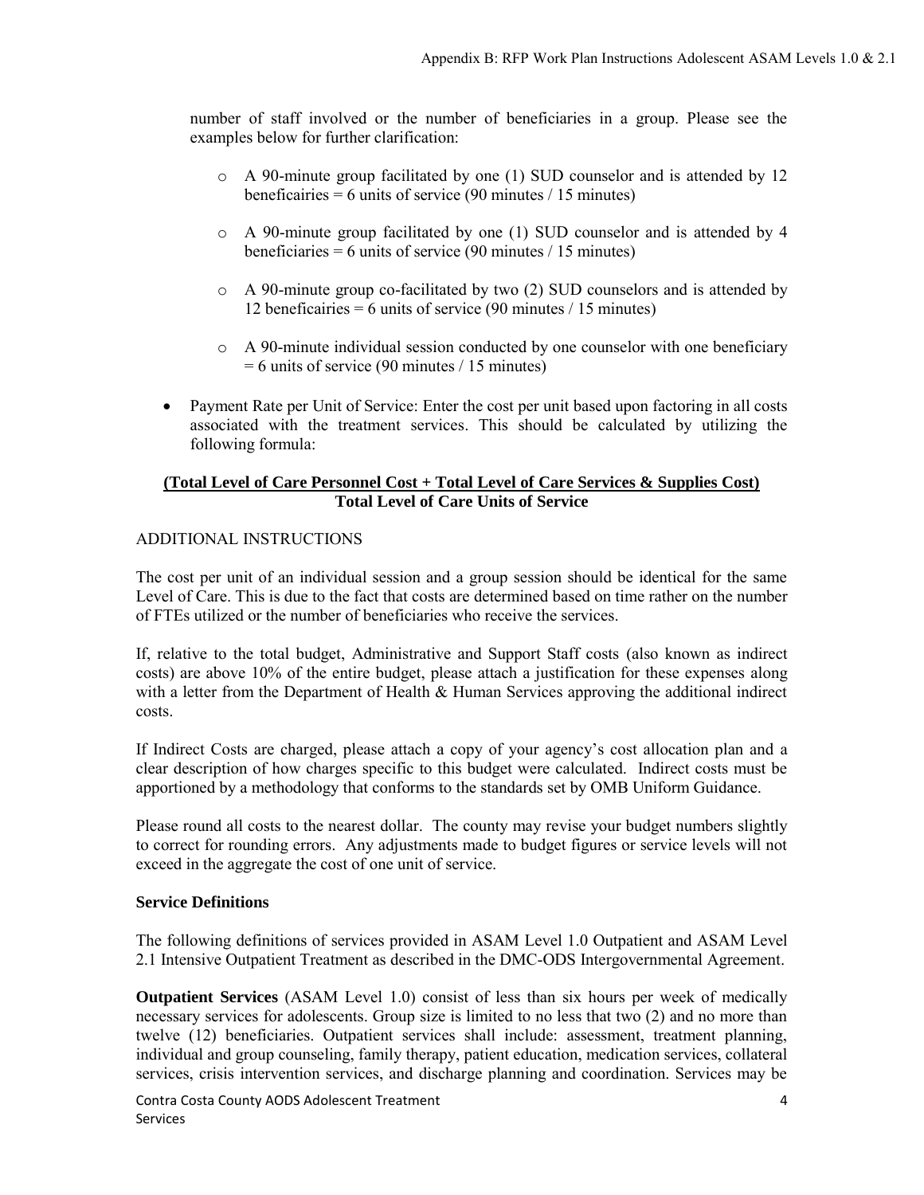number of staff involved or the number of beneficiaries in a group. Please see the examples below for further clarification:

- A 90-minute group facilitated by one (1) SUD counselor and is attended by 12 beneficaiiries = 6 units of service (90 minutes / 15 minutes)
- A 90-minute group facilitated by one (1) SUD counselor and is attended by 4 beneficiaries = 6 units of service (90 minutes / 15 minutes)
- A 90-minute group co-facilitated by two (2) SUD counselors and is attended by 12 beneficairies = 6 units of service (90 minutes / 15 minutes)
- A 90-minute individual session conducted by one counselor with one beneficiary = 6 units of service (90 minutes / 15 minutes)

- Payment Rate per Unit of Service: Enter the cost per unit based upon factoring in all costs associated with the treatment services. This should be calculated by utilizing the following formula:

$$\frac{\text{(Total Level of Care Personnel Cost + Total Level of Care Services \& Supplies Cost)}}{\text{Total Level of Care Units of Service}}$$

ADDITIONAL INSTRUCTIONS

The cost per unit of an individual session and a group session should be identical for the same Level of Care. This is due to the fact that costs are determined based on time rather on the number of FTEs utilized or the number of beneficiaries who receive the services.

If, relative to the total budget, Administrative and Support Staff costs (also known as indirect costs) are above 10% of the entire budget, please attach a justification for these expenses along with a letter from the Department of Health & Human Services approving the additional indirect costs.

If Indirect Costs are charged, please attach a copy of your agency's cost allocation plan and a clear description of how charges specific to this budget were calculated. Indirect costs must be apportioned by a methodology that conforms to the standards set by OMB Uniform Guidance.

Please round all costs to the nearest dollar. The county may revise your budget numbers slightly to correct for rounding errors. Any adjustments made to budget figures or service levels will not exceed in the aggregate the cost of one unit of service.

**Service Definitions**

The following definitions of services provided in ASAM Level 1.0 Outpatient and ASAM Level 2.1 Intensive Outpatient Treatment as described in the DMC-ODS Intergovernmental Agreement.

**Outpatient Services** (ASAM Level 1.0) consist of less than six hours per week of medically necessary services for adolescents. Group size is limited to no less that two (2) and no more than twelve (12) beneficiaries. Outpatient services shall include: assessment, treatment planning, individual and group counseling, family therapy, patient education, medication services, collateral services, crisis intervention services, and discharge planning and coordination. Services may be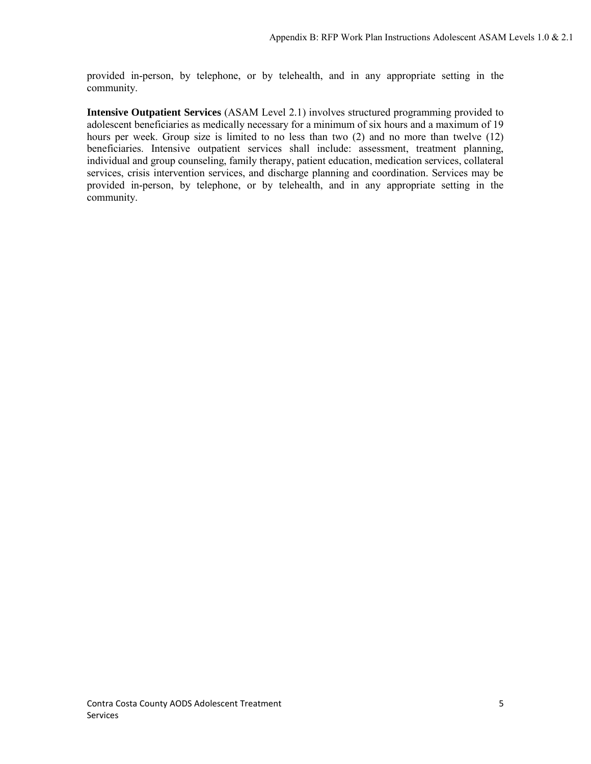provided in-person, by telephone, or by telehealth, and in any appropriate setting in the community.

**Intensive Outpatient Services** (ASAM Level 2.1) involves structured programming provided to adolescent beneficiaries as medically necessary for a minimum of six hours and a maximum of 19 hours per week. Group size is limited to no less than two (2) and no more than twelve (12) beneficiaries. Intensive outpatient services shall include: assessment, treatment planning, individual and group counseling, family therapy, patient education, medication services, collateral services, crisis intervention services, and discharge planning and coordination. Services may be provided in-person, by telephone, or by telehealth, and in any appropriate setting in the community.